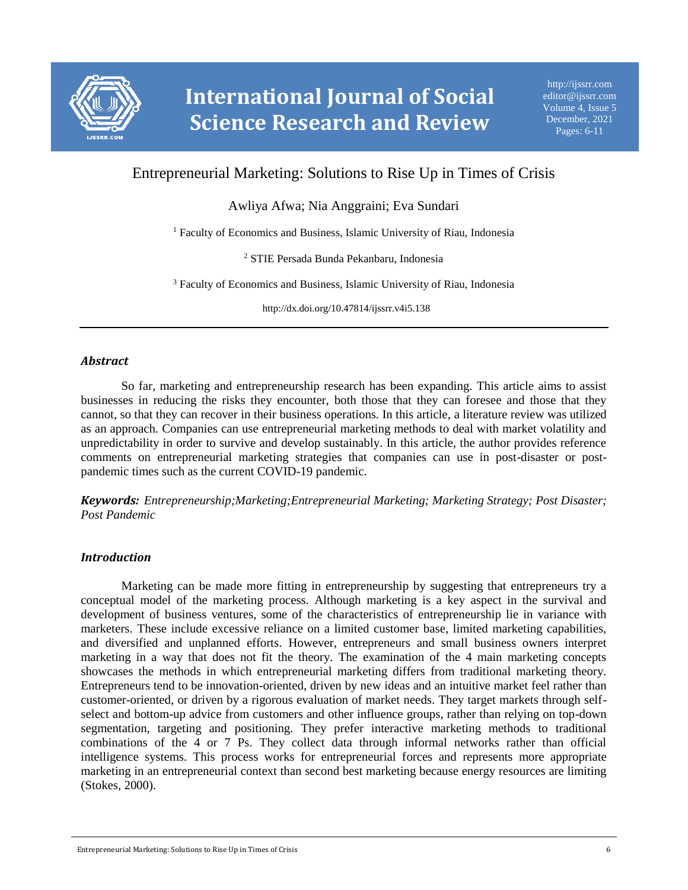# Entrepreneurial Marketing: Solutions to Rise Up in Times of Crisis

Awliya Afwa; Nia Anggraini; Eva Sundari

[1] Faculty of Economics and Business, Islamic University of Riau, Indonesia

[2] STIE Persada Bunda Pekanbaru, Indonesia

[3] Faculty of Economics and Business, Islamic University of Riau, Indonesia

http://dx.doi.org/10.47814/ijssrr.v4i5.138

## *Abstract*

So far, marketing and entrepreneurship research has been expanding. This article aims to assist businesses in reducing the risks they encounter, both those that they can foresee and those that they cannot, so that they can recover in their business operations. In this article, a literature review was utilized as an approach. Companies can use entrepreneurial marketing methods to deal with market volatility and unpredictability in order to survive and develop sustainably. In this article, the author provides reference comments on entrepreneurial marketing strategies that companies can use in post-disaster or post-pandemic times such as the current COVID-19 pandemic.

***Keywords:*** *Entrepreneurship;Marketing;Entrepreneurial Marketing; Marketing Strategy; Post Disaster; Post Pandemic*

## *Introduction*

Marketing can be made more fitting in entrepreneurship by suggesting that entrepreneurs try a conceptual model of the marketing process. Although marketing is a key aspect in the survival and development of business ventures, some of the characteristics of entrepreneurship lie in variance with marketers. These include excessive reliance on a limited customer base, limited marketing capabilities, and diversified and unplanned efforts. However, entrepreneurs and small business owners interpret marketing in a way that does not fit the theory. The examination of the 4 main marketing concepts showcases the methods in which entrepreneurial marketing differs from traditional marketing theory. Entrepreneurs tend to be innovation-oriented, driven by new ideas and an intuitive market feel rather than customer-oriented, or driven by a rigorous evaluation of market needs. They target markets through self-select and bottom-up advice from customers and other influence groups, rather than relying on top-down segmentation, targeting and positioning. They prefer interactive marketing methods to traditional combinations of the 4 or 7 Ps. They collect data through informal networks rather than official intelligence systems. This process works for entrepreneurial forces and represents more appropriate marketing in an entrepreneurial context than second best marketing because energy resources are limiting (Stokes, 2000).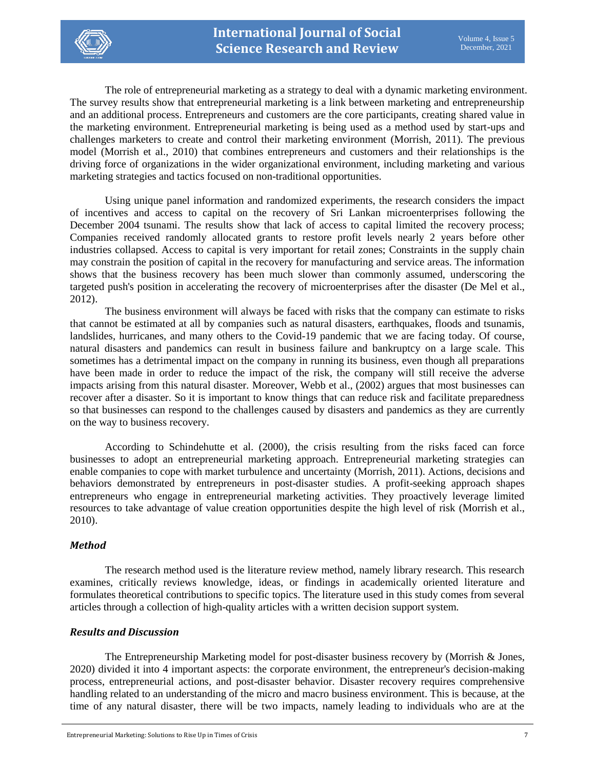The role of entrepreneurial marketing as a strategy to deal with a dynamic marketing environment. The survey results show that entrepreneurial marketing is a link between marketing and entrepreneurship and an additional process. Entrepreneurs and customers are the core participants, creating shared value in the marketing environment. Entrepreneurial marketing is being used as a method used by start-ups and challenges marketers to create and control their marketing environment (Morrish, 2011). The previous model (Morrish et al., 2010) that combines entrepreneurs and customers and their relationships is the driving force of organizations in the wider organizational environment, including marketing and various marketing strategies and tactics focused on non-traditional opportunities.

Using unique panel information and randomized experiments, the research considers the impact of incentives and access to capital on the recovery of Sri Lankan microenterprises following the December 2004 tsunami. The results show that lack of access to capital limited the recovery process; Companies received randomly allocated grants to restore profit levels nearly 2 years before other industries collapsed. Access to capital is very important for retail zones; Constraints in the supply chain may constrain the position of capital in the recovery for manufacturing and service areas. The information shows that the business recovery has been much slower than commonly assumed, underscoring the targeted push's position in accelerating the recovery of microenterprises after the disaster (De Mel et al., 2012).

The business environment will always be faced with risks that the company can estimate to risks that cannot be estimated at all by companies such as natural disasters, earthquakes, floods and tsunamis, landslides, hurricanes, and many others to the Covid-19 pandemic that we are facing today. Of course, natural disasters and pandemics can result in business failure and bankruptcy on a large scale. This sometimes has a detrimental impact on the company in running its business, even though all preparations have been made in order to reduce the impact of the risk, the company will still receive the adverse impacts arising from this natural disaster. Moreover, Webb et al., (2002) argues that most businesses can recover after a disaster. So it is important to know things that can reduce risk and facilitate preparedness so that businesses can respond to the challenges caused by disasters and pandemics as they are currently on the way to business recovery.

According to Schindehutte et al. (2000), the crisis resulting from the risks faced can force businesses to adopt an entrepreneurial marketing approach. Entrepreneurial marketing strategies can enable companies to cope with market turbulence and uncertainty (Morrish, 2011). Actions, decisions and behaviors demonstrated by entrepreneurs in post-disaster studies. A profit-seeking approach shapes entrepreneurs who engage in entrepreneurial marketing activities. They proactively leverage limited resources to take advantage of value creation opportunities despite the high level of risk (Morrish et al., 2010).

### *Method*

The research method used is the literature review method, namely library research. This research examines, critically reviews knowledge, ideas, or findings in academically oriented literature and formulates theoretical contributions to specific topics. The literature used in this study comes from several articles through a collection of high-quality articles with a written decision support system.

### *Results and Discussion*

The Entrepreneurship Marketing model for post-disaster business recovery by (Morrish & Jones, 2020) divided it into 4 important aspects: the corporate environment, the entrepreneur's decision-making process, entrepreneurial actions, and post-disaster behavior. Disaster recovery requires comprehensive handling related to an understanding of the micro and macro business environment. This is because, at the time of any natural disaster, there will be two impacts, namely leading to individuals who are at the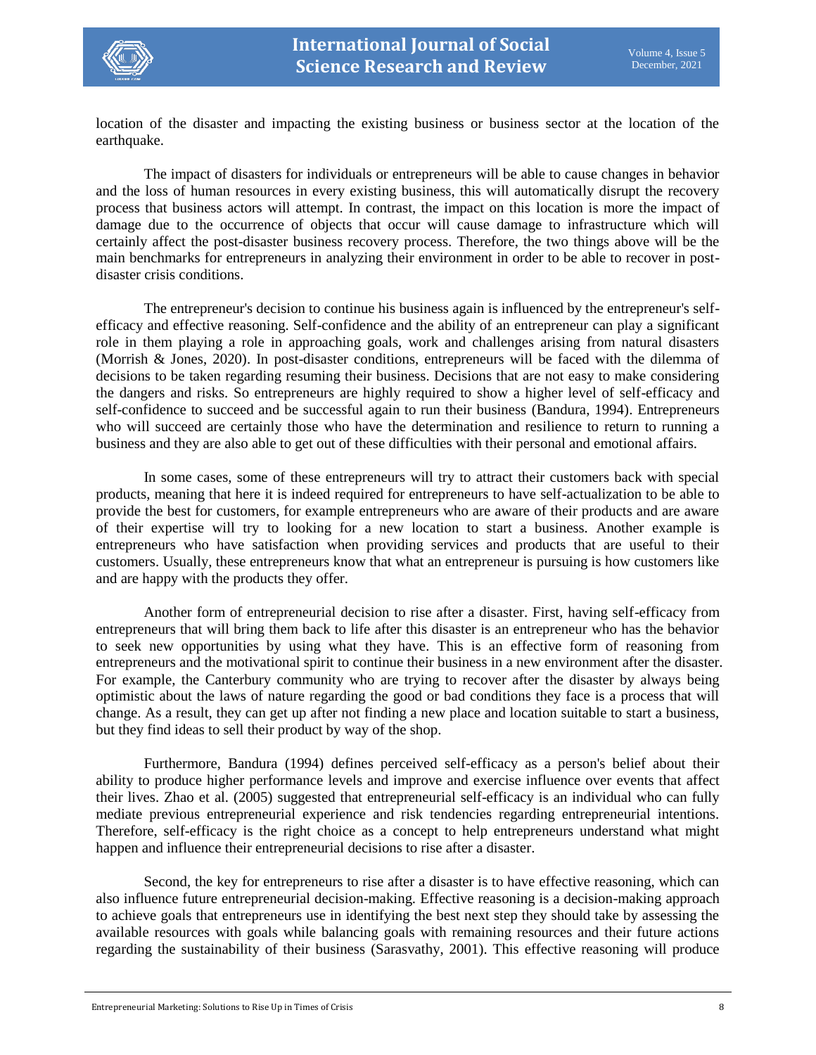location of the disaster and impacting the existing business or business sector at the location of the earthquake.

The impact of disasters for individuals or entrepreneurs will be able to cause changes in behavior and the loss of human resources in every existing business, this will automatically disrupt the recovery process that business actors will attempt. In contrast, the impact on this location is more the impact of damage due to the occurrence of objects that occur will cause damage to infrastructure which will certainly affect the post-disaster business recovery process. Therefore, the two things above will be the main benchmarks for entrepreneurs in analyzing their environment in order to be able to recover in post-disaster crisis conditions.

The entrepreneur's decision to continue his business again is influenced by the entrepreneur's self-efficacy and effective reasoning. Self-confidence and the ability of an entrepreneur can play a significant role in them playing a role in approaching goals, work and challenges arising from natural disasters (Morrish & Jones, 2020). In post-disaster conditions, entrepreneurs will be faced with the dilemma of decisions to be taken regarding resuming their business. Decisions that are not easy to make considering the dangers and risks. So entrepreneurs are highly required to show a higher level of self-efficacy and self-confidence to succeed and be successful again to run their business (Bandura, 1994). Entrepreneurs who will succeed are certainly those who have the determination and resilience to return to running a business and they are also able to get out of these difficulties with their personal and emotional affairs.

In some cases, some of these entrepreneurs will try to attract their customers back with special products, meaning that here it is indeed required for entrepreneurs to have self-actualization to be able to provide the best for customers, for example entrepreneurs who are aware of their products and are aware of their expertise will try to looking for a new location to start a business. Another example is entrepreneurs who have satisfaction when providing services and products that are useful to their customers. Usually, these entrepreneurs know that what an entrepreneur is pursuing is how customers like and are happy with the products they offer.

Another form of entrepreneurial decision to rise after a disaster. First, having self-efficacy from entrepreneurs that will bring them back to life after this disaster is an entrepreneur who has the behavior to seek new opportunities by using what they have. This is an effective form of reasoning from entrepreneurs and the motivational spirit to continue their business in a new environment after the disaster. For example, the Canterbury community who are trying to recover after the disaster by always being optimistic about the laws of nature regarding the good or bad conditions they face is a process that will change. As a result, they can get up after not finding a new place and location suitable to start a business, but they find ideas to sell their product by way of the shop.

Furthermore, Bandura (1994) defines perceived self-efficacy as a person's belief about their ability to produce higher performance levels and improve and exercise influence over events that affect their lives. Zhao et al. (2005) suggested that entrepreneurial self-efficacy is an individual who can fully mediate previous entrepreneurial experience and risk tendencies regarding entrepreneurial intentions. Therefore, self-efficacy is the right choice as a concept to help entrepreneurs understand what might happen and influence their entrepreneurial decisions to rise after a disaster.

Second, the key for entrepreneurs to rise after a disaster is to have effective reasoning, which can also influence future entrepreneurial decision-making. Effective reasoning is a decision-making approach to achieve goals that entrepreneurs use in identifying the best next step they should take by assessing the available resources with goals while balancing goals with remaining resources and their future actions regarding the sustainability of their business (Sarasvathy, 2001). This effective reasoning will produce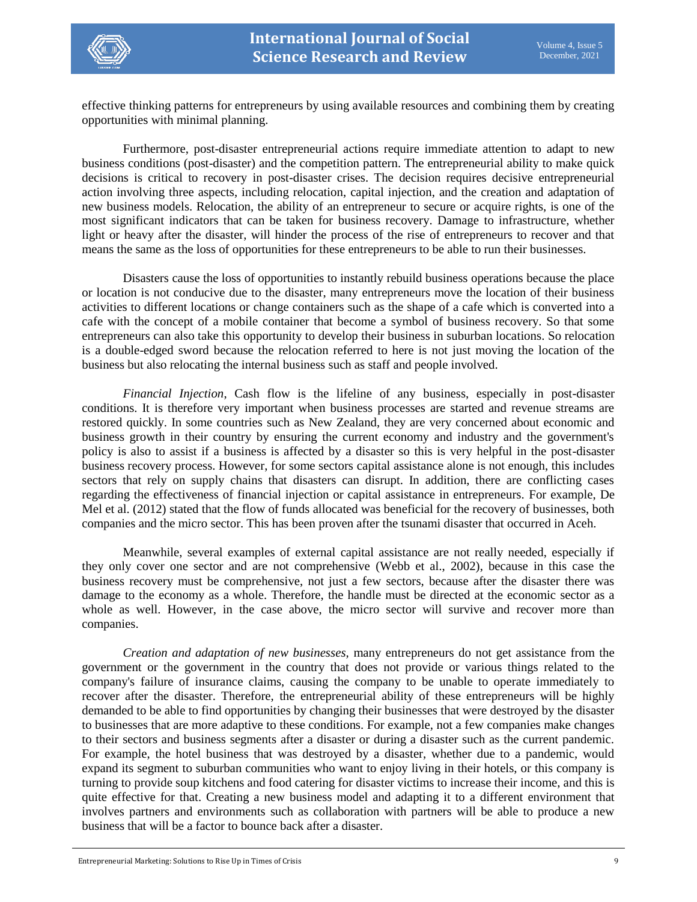effective thinking patterns for entrepreneurs by using available resources and combining them by creating opportunities with minimal planning.

Furthermore, post-disaster entrepreneurial actions require immediate attention to adapt to new business conditions (post-disaster) and the competition pattern. The entrepreneurial ability to make quick decisions is critical to recovery in post-disaster crises. The decision requires decisive entrepreneurial action involving three aspects, including relocation, capital injection, and the creation and adaptation of new business models. Relocation, the ability of an entrepreneur to secure or acquire rights, is one of the most significant indicators that can be taken for business recovery. Damage to infrastructure, whether light or heavy after the disaster, will hinder the process of the rise of entrepreneurs to recover and that means the same as the loss of opportunities for these entrepreneurs to be able to run their businesses.

Disasters cause the loss of opportunities to instantly rebuild business operations because the place or location is not conducive due to the disaster, many entrepreneurs move the location of their business activities to different locations or change containers such as the shape of a cafe which is converted into a cafe with the concept of a mobile container that become a symbol of business recovery. So that some entrepreneurs can also take this opportunity to develop their business in suburban locations. So relocation is a double-edged sword because the relocation referred to here is not just moving the location of the business but also relocating the internal business such as staff and people involved.

*Financial Injection*, Cash flow is the lifeline of any business, especially in post-disaster conditions. It is therefore very important when business processes are started and revenue streams are restored quickly. In some countries such as New Zealand, they are very concerned about economic and business growth in their country by ensuring the current economy and industry and the government's policy is also to assist if a business is affected by a disaster so this is very helpful in the post-disaster business recovery process. However, for some sectors capital assistance alone is not enough, this includes sectors that rely on supply chains that disasters can disrupt. In addition, there are conflicting cases regarding the effectiveness of financial injection or capital assistance in entrepreneurs. For example, De Mel et al. (2012) stated that the flow of funds allocated was beneficial for the recovery of businesses, both companies and the micro sector. This has been proven after the tsunami disaster that occurred in Aceh.

Meanwhile, several examples of external capital assistance are not really needed, especially if they only cover one sector and are not comprehensive (Webb et al., 2002), because in this case the business recovery must be comprehensive, not just a few sectors, because after the disaster there was damage to the economy as a whole. Therefore, the handle must be directed at the economic sector as a whole as well. However, in the case above, the micro sector will survive and recover more than companies.

*Creation and adaptation of new businesses*, many entrepreneurs do not get assistance from the government or the government in the country that does not provide or various things related to the company's failure of insurance claims, causing the company to be unable to operate immediately to recover after the disaster. Therefore, the entrepreneurial ability of these entrepreneurs will be highly demanded to be able to find opportunities by changing their businesses that were destroyed by the disaster to businesses that are more adaptive to these conditions. For example, not a few companies make changes to their sectors and business segments after a disaster or during a disaster such as the current pandemic. For example, the hotel business that was destroyed by a disaster, whether due to a pandemic, would expand its segment to suburban communities who want to enjoy living in their hotels, or this company is turning to provide soup kitchens and food catering for disaster victims to increase their income, and this is quite effective for that. Creating a new business model and adapting it to a different environment that involves partners and environments such as collaboration with partners will be able to produce a new business that will be a factor to bounce back after a disaster.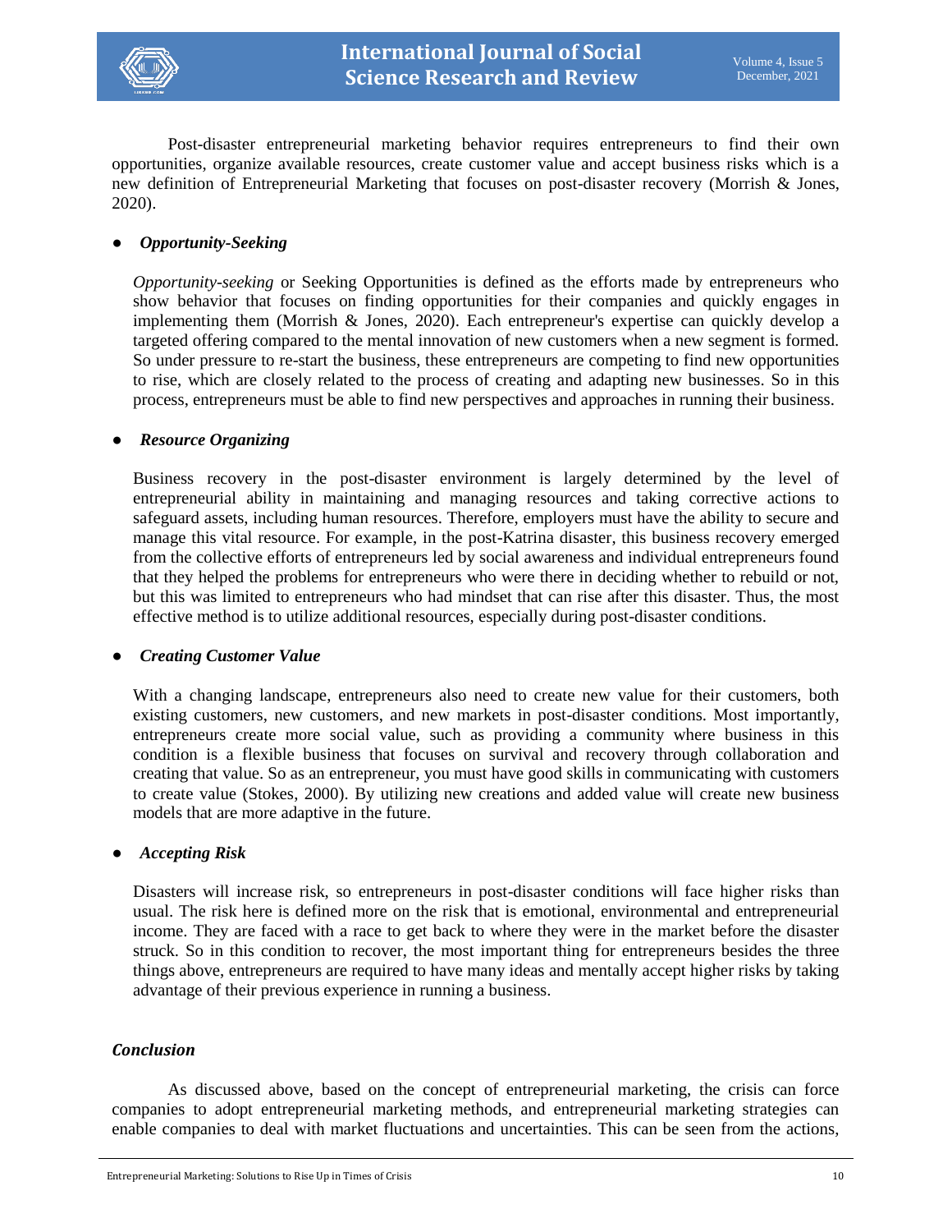Post-disaster entrepreneurial marketing behavior requires entrepreneurs to find their own opportunities, organize available resources, create customer value and accept business risks which is a new definition of Entrepreneurial Marketing that focuses on post-disaster recovery (Morrish & Jones, 2020).

- ***Opportunity-Seeking***

*Opportunity-seeking* or Seeking Opportunities is defined as the efforts made by entrepreneurs who show behavior that focuses on finding opportunities for their companies and quickly engages in implementing them (Morrish & Jones, 2020). Each entrepreneur's expertise can quickly develop a targeted offering compared to the mental innovation of new customers when a new segment is formed. So under pressure to re-start the business, these entrepreneurs are competing to find new opportunities to rise, which are closely related to the process of creating and adapting new businesses. So in this process, entrepreneurs must be able to find new perspectives and approaches in running their business.

- ***Resource Organizing***

Business recovery in the post-disaster environment is largely determined by the level of entrepreneurial ability in maintaining and managing resources and taking corrective actions to safeguard assets, including human resources. Therefore, employers must have the ability to secure and manage this vital resource. For example, in the post-Katrina disaster, this business recovery emerged from the collective efforts of entrepreneurs led by social awareness and individual entrepreneurs found that they helped the problems for entrepreneurs who were there in deciding whether to rebuild or not, but this was limited to entrepreneurs who had mindset that can rise after this disaster. Thus, the most effective method is to utilize additional resources, especially during post-disaster conditions.

- ***Creating Customer Value***

With a changing landscape, entrepreneurs also need to create new value for their customers, both existing customers, new customers, and new markets in post-disaster conditions. Most importantly, entrepreneurs create more social value, such as providing a community where business in this condition is a flexible business that focuses on survival and recovery through collaboration and creating that value. So as an entrepreneur, you must have good skills in communicating with customers to create value (Stokes, 2000). By utilizing new creations and added value will create new business models that are more adaptive in the future.

- ***Accepting Risk***

Disasters will increase risk, so entrepreneurs in post-disaster conditions will face higher risks than usual. The risk here is defined more on the risk that is emotional, environmental and entrepreneurial income. They are faced with a race to get back to where they were in the market before the disaster struck. So in this condition to recover, the most important thing for entrepreneurs besides the three things above, entrepreneurs are required to have many ideas and mentally accept higher risks by taking advantage of their previous experience in running a business.

## *Conclusion*

As discussed above, based on the concept of entrepreneurial marketing, the crisis can force companies to adopt entrepreneurial marketing methods, and entrepreneurial marketing strategies can enable companies to deal with market fluctuations and uncertainties. This can be seen from the actions,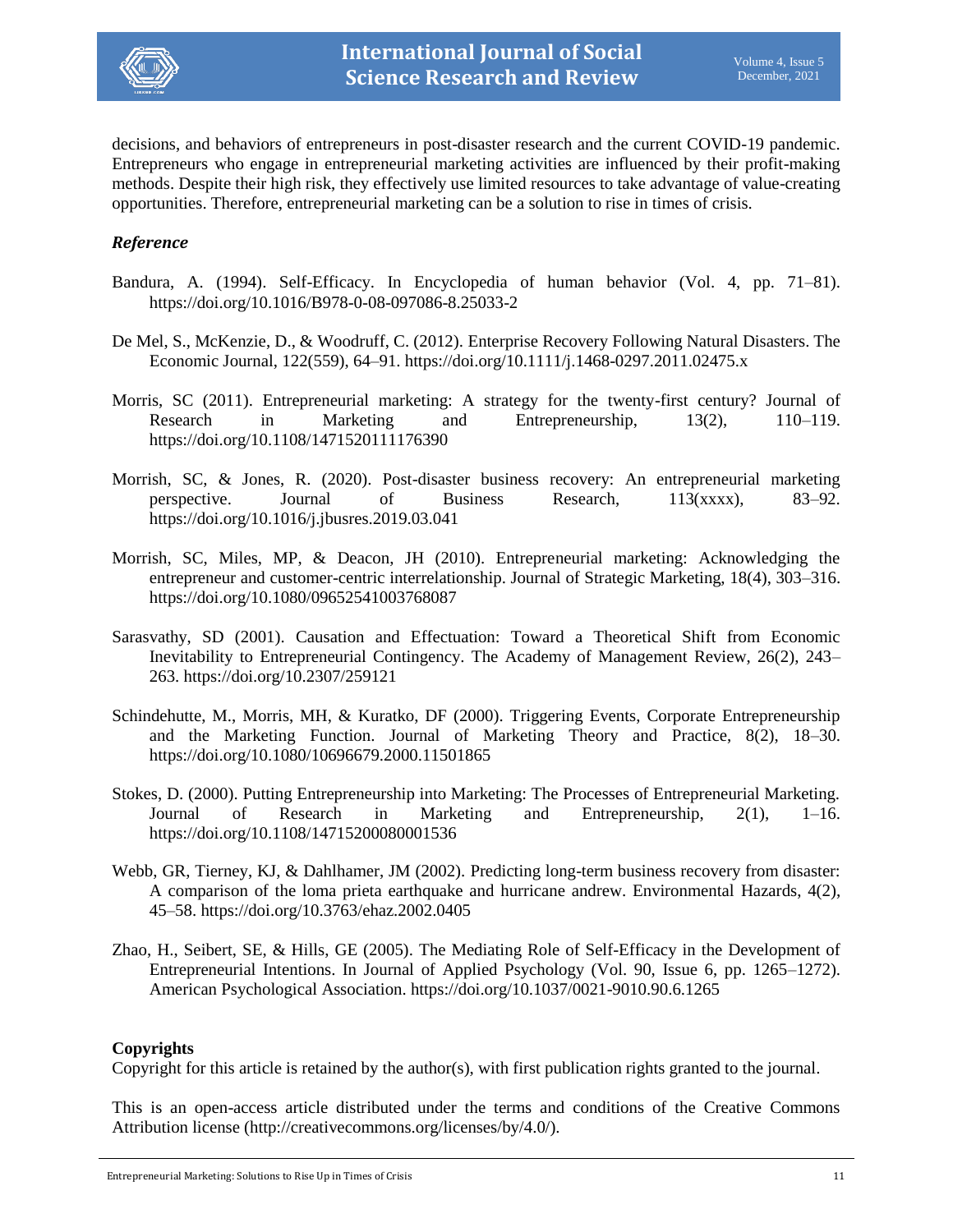decisions, and behaviors of entrepreneurs in post-disaster research and the current COVID-19 pandemic. Entrepreneurs who engage in entrepreneurial marketing activities are influenced by their profit-making methods. Despite their high risk, they effectively use limited resources to take advantage of value-creating opportunities. Therefore, entrepreneurial marketing can be a solution to rise in times of crisis.

### *Reference*

Bandura, A. (1994). Self-Efficacy. In Encyclopedia of human behavior (Vol. 4, pp. 71–81). https://doi.org/10.1016/B978-0-08-097086-8.25033-2

De Mel, S., McKenzie, D., & Woodruff, C. (2012). Enterprise Recovery Following Natural Disasters. The Economic Journal, 122(559), 64–91. https://doi.org/10.1111/j.1468-0297.2011.02475.x

Morris, SC (2011). Entrepreneurial marketing: A strategy for the twenty-first century? Journal of Research in Marketing and Entrepreneurship, 13(2), 110–119. https://doi.org/10.1108/1471520111176390

Morrish, SC, & Jones, R. (2020). Post-disaster business recovery: An entrepreneurial marketing perspective. Journal of Business Research, 113(xxxx), 83–92. https://doi.org/10.1016/j.jbusres.2019.03.041

Morrish, SC, Miles, MP, & Deacon, JH (2010). Entrepreneurial marketing: Acknowledging the entrepreneur and customer-centric interrelationship. Journal of Strategic Marketing, 18(4), 303–316. https://doi.org/10.1080/09652541003768087

Sarasvathy, SD (2001). Causation and Effectuation: Toward a Theoretical Shift from Economic Inevitability to Entrepreneurial Contingency. The Academy of Management Review, 26(2), 243–263. https://doi.org/10.2307/259121

Schindehutte, M., Morris, MH, & Kuratko, DF (2000). Triggering Events, Corporate Entrepreneurship and the Marketing Function. Journal of Marketing Theory and Practice, 8(2), 18–30. https://doi.org/10.1080/10696679.2000.11501865

Stokes, D. (2000). Putting Entrepreneurship into Marketing: The Processes of Entrepreneurial Marketing. Journal of Research in Marketing and Entrepreneurship, 2(1), 1–16. https://doi.org/10.1108/14715200080001536

Webb, GR, Tierney, KJ, & Dahlhamer, JM (2002). Predicting long-term business recovery from disaster: A comparison of the loma prieta earthquake and hurricane andrew. Environmental Hazards, 4(2), 45–58. https://doi.org/10.3763/ehaz.2002.0405

Zhao, H., Seibert, SE, & Hills, GE (2005). The Mediating Role of Self-Efficacy in the Development of Entrepreneurial Intentions. In Journal of Applied Psychology (Vol. 90, Issue 6, pp. 1265–1272). American Psychological Association. https://doi.org/10.1037/0021-9010.90.6.1265

**Copyrights**

Copyright for this article is retained by the author(s), with first publication rights granted to the journal.

This is an open-access article distributed under the terms and conditions of the Creative Commons Attribution license (http://creativecommons.org/licenses/by/4.0/).